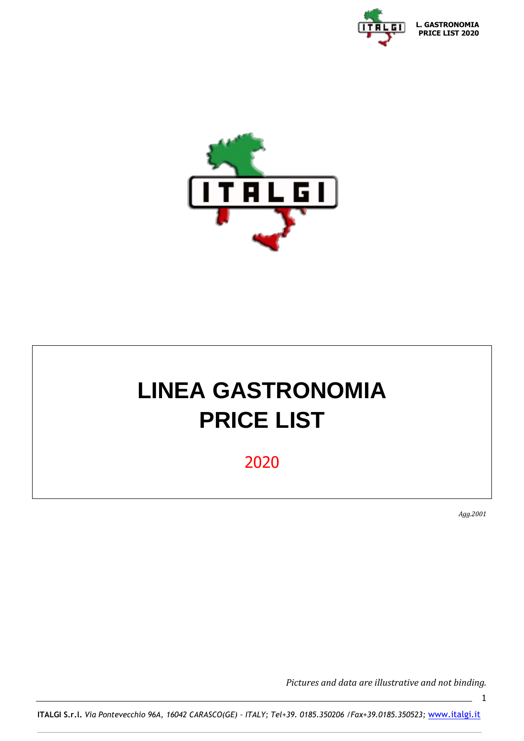# LINEA GASTRONOMIA
# PRICE LIST

2020

*Agg.2001*

*Pictures and data are illustrative and not binding.*

**ITALGI S.r.l.** *Via Pontevecchio 96A, 16042 CARASCO(GE) – ITALY; Tel+39. 0185.350206 /Fax+39.0185.350523;* www.italgi.it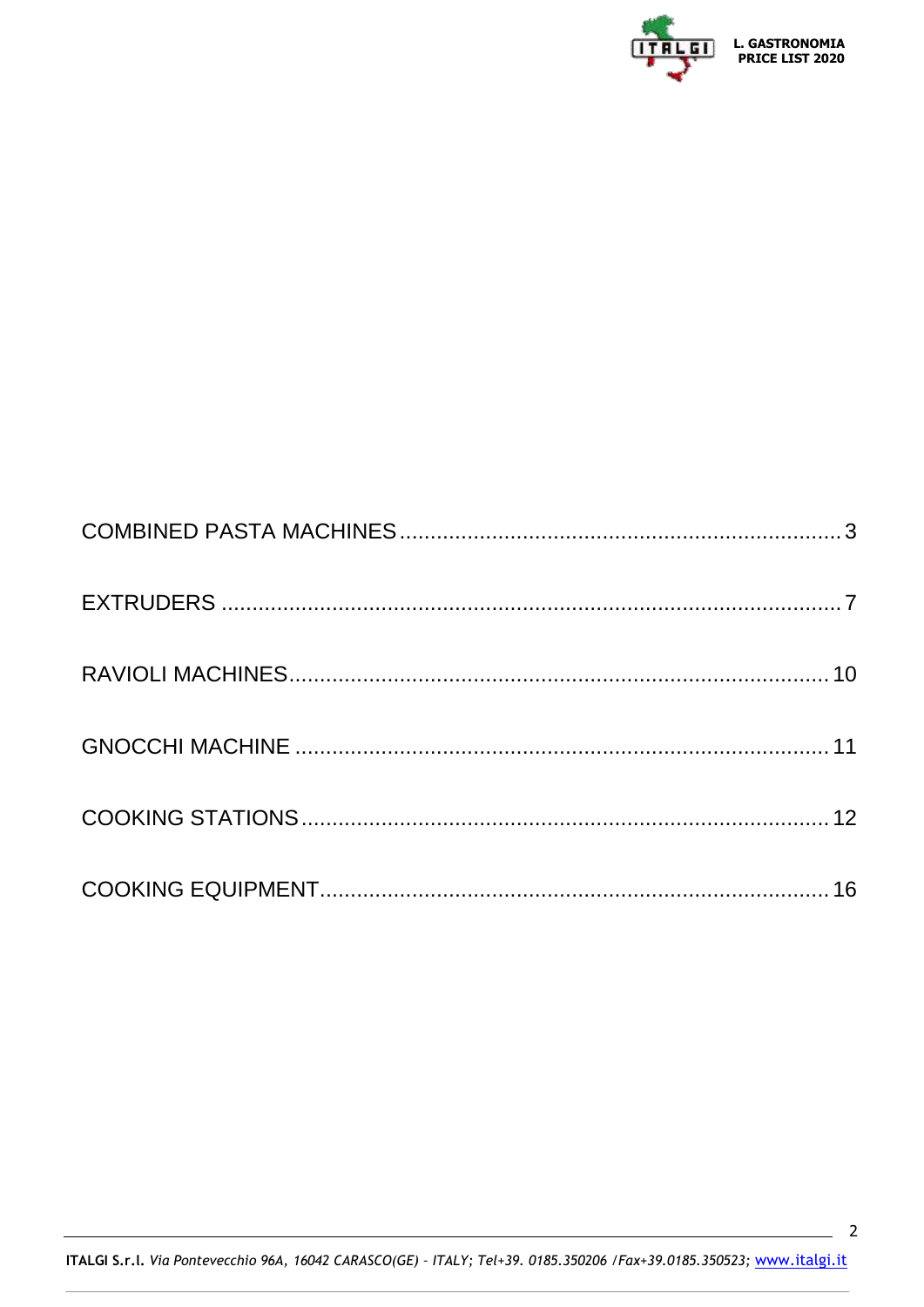COMBINED PASTA MACHINES ........................................................................ 3

EXTRUDERS ..................................................................................................... 7

RAVIOLI MACHINES........................................................................................ 10

GNOCCHI MACHINE ........................................................................................ 11

COOKING STATIONS........................................................................................ 12

COOKING EQUIPMENT..................................................................................... 16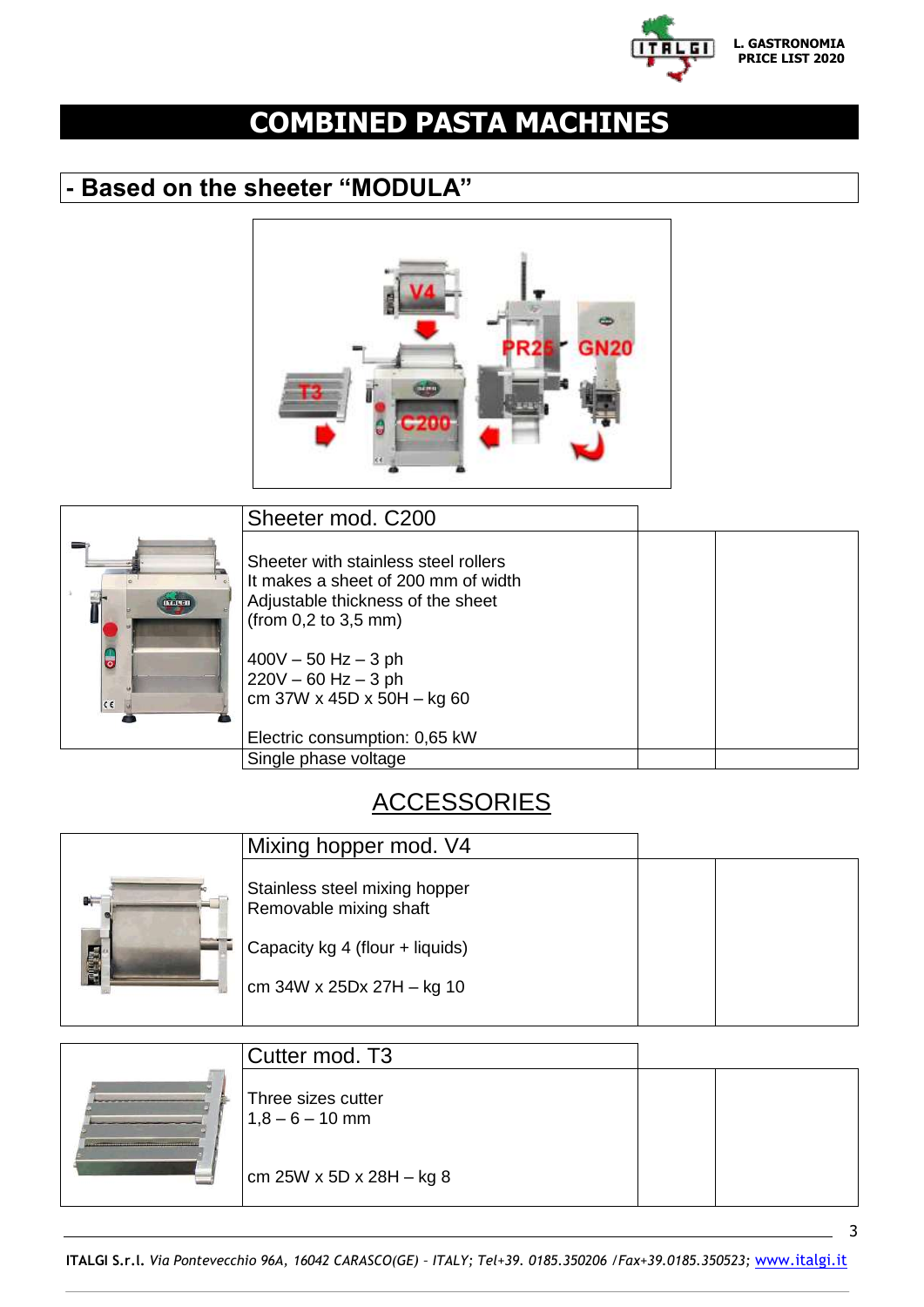# COMBINED PASTA MACHINES

## - Based on the sheeter "MODULA"

| | Sheeter mod. C200 | | |
|---|---|---|---|
| | Sheeter with stainless steel rollers<br>It makes a sheet of 200 mm of width<br>Adjustable thickness of the sheet<br>(from 0,2 to 3,5 mm)<br><br>400V – 50 Hz – 3 ph<br>220V – 60 Hz – 3 ph<br>cm 37W x 45D x 50H – kg 60<br><br>Electric consumption: 0,65 kW | | |
| | Single phase voltage | | |

## ACCESSORIES

| | Mixing hopper mod. V4 | | |
|---|---|---|---|
| | Stainless steel mixing hopper<br>Removable mixing shaft<br><br>Capacity kg 4 (flour + liquids)<br><br>cm 34W x 25Dx 27H – kg 10 | | |

| | Cutter mod. T3 | | |
|---|---|---|---|
| | Three sizes cutter<br>1,8 – 6 – 10 mm<br><br>cm 25W x 5D x 28H – kg 8 | | |

**ITALGI S.r.l.** *Via Pontevecchio 96A, 16042 CARASCO(GE) - ITALY; Tel+39. 0185.350206 /Fax+39.0185.350523;* www.italgi.it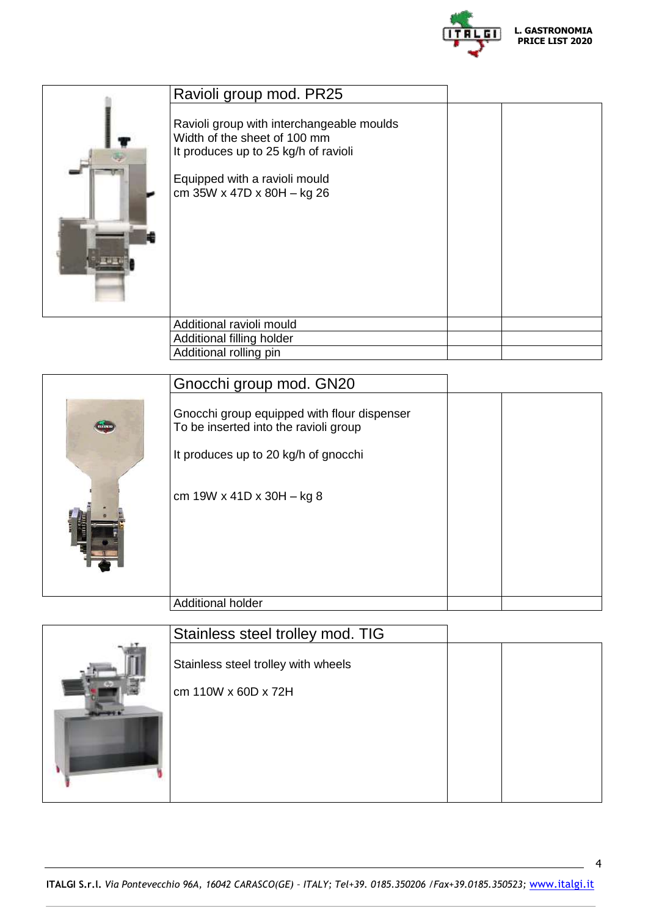| Ravioli group mod. PR25 | | |
|---|---|---|
| Ravioli group with interchangeable moulds<br>Width of the sheet of 100 mm<br>It produces up to 25 kg/h of ravioli<br><br>Equipped with a ravioli mould<br>cm 35W x 47D x 80H – kg 26 | | |
| Additional ravioli mould | | |
| Additional filling holder | | |
| Additional rolling pin | | |

| Gnocchi group mod. GN20 | | |
|---|---|---|
| Gnocchi group equipped with flour dispenser<br>To be inserted into the ravioli group<br><br>It produces up to 20 kg/h of gnocchi<br><br>cm 19W x 41D x 30H – kg 8 | | |
| Additional holder | | |

| Stainless steel trolley mod. TIG | | |
|---|---|---|
| Stainless steel trolley with wheels<br><br>cm 110W x 60D x 72H | | |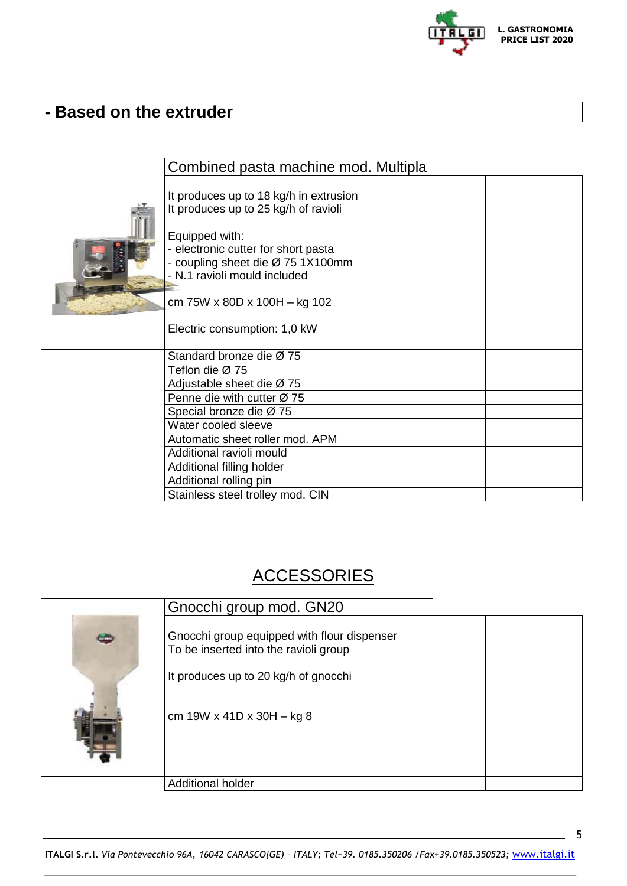## - Based on the extruder

| Combined pasta machine mod. Multipla | | |
|---|---|---|
| It produces up to 18 kg/h in extrusion<br>It produces up to 25 kg/h of ravioli<br><br>Equipped with:<br>- electronic cutter for short pasta<br>- coupling sheet die Ø 75 1X100mm<br>- N.1 ravioli mould included<br><br>cm 75W x 80D x 100H – kg 102<br><br>Electric consumption: 1,0 kW | | |
| Standard bronze die Ø 75 | | |
| Teflon die Ø 75 | | |
| Adjustable sheet die Ø 75 | | |
| Penne die with cutter Ø 75 | | |
| Special bronze die Ø 75 | | |
| Water cooled sleeve | | |
| Automatic sheet roller mod. APM | | |
| Additional ravioli mould | | |
| Additional filling holder | | |
| Additional rolling pin | | |
| Stainless steel trolley mod. CIN | | |

## ACCESSORIES

| Gnocchi group mod. GN20 | | |
|---|---|---|
| Gnocchi group equipped with flour dispenser<br>To be inserted into the ravioli group<br><br>It produces up to 20 kg/h of gnocchi<br><br>cm 19W x 41D x 30H – kg 8 | | |
| Additional holder | | |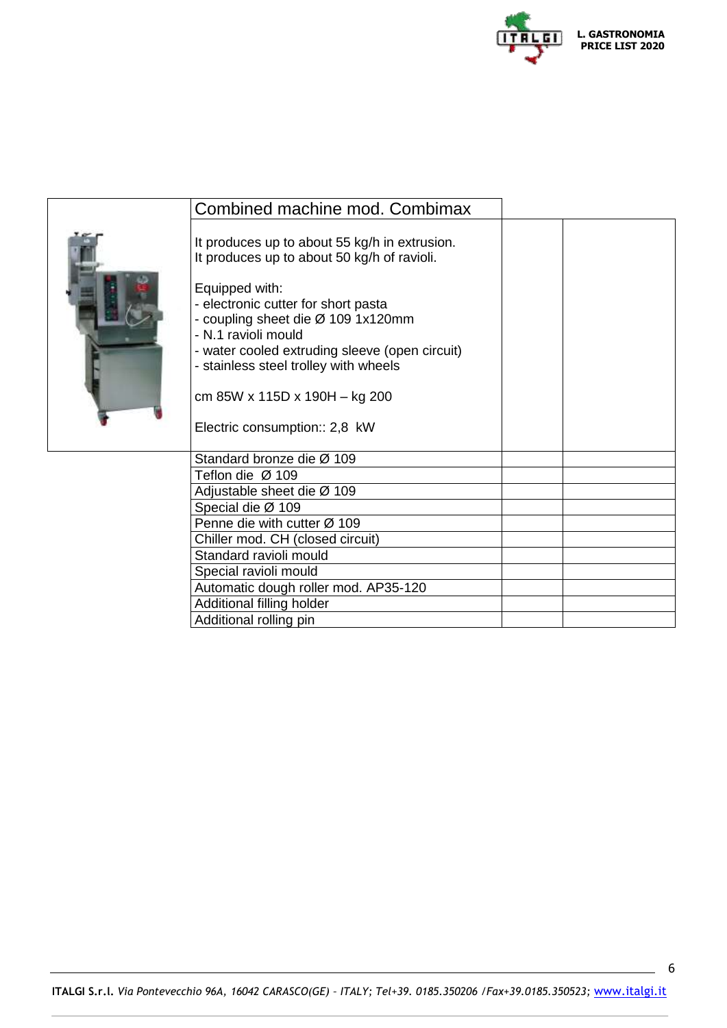| Combined machine mod. Combimax | | |
|---|---|---|
| It produces up to about 55 kg/h in extrusion.<br>It produces up to about 50 kg/h of ravioli.<br><br>Equipped with:<br>- electronic cutter for short pasta<br>- coupling sheet die Ø 109 1x120mm<br>- N.1 ravioli mould<br>- water cooled extruding sleeve (open circuit)<br>- stainless steel trolley with wheels<br><br>cm 85W x 115D x 190H – kg 200<br><br>Electric consumption:: 2,8 kW | | |
| Standard bronze die Ø 109 | | |
| Teflon die Ø 109 | | |
| Adjustable sheet die Ø 109 | | |
| Special die Ø 109 | | |
| Penne die with cutter Ø 109 | | |
| Chiller mod. CH (closed circuit) | | |
| Standard ravioli mould | | |
| Special ravioli mould | | |
| Automatic dough roller mod. AP35-120 | | |
| Additional filling holder | | |
| Additional rolling pin | | |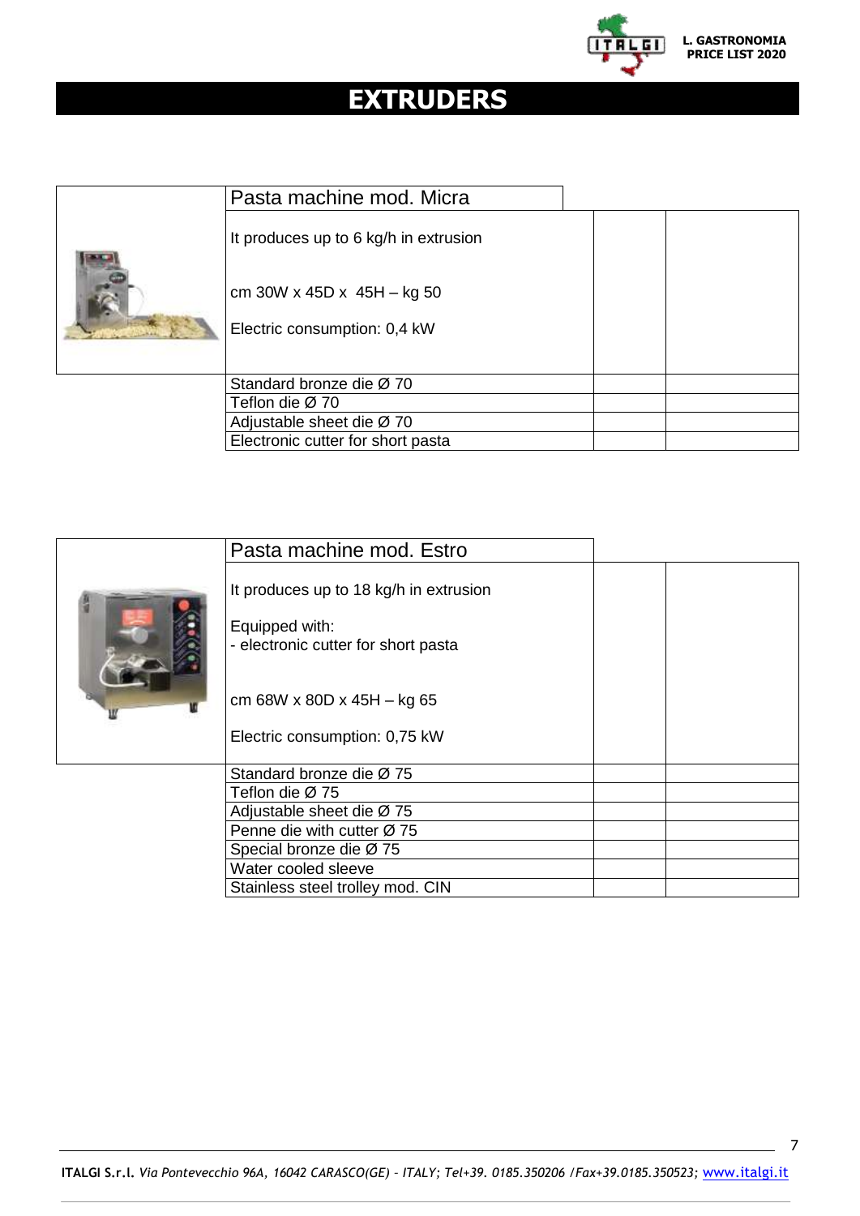# EXTRUDERS

| Pasta machine mod. Micra | | |
|---|---|---|
| It produces up to 6 kg/h in extrusion<br><br>cm 30W x 45D x 45H – kg 50<br><br>Electric consumption: 0,4 kW | | |
| Standard bronze die Ø 70 | | |
| Teflon die Ø 70 | | |
| Adjustable sheet die Ø 70 | | |
| Electronic cutter for short pasta | | |

| Pasta machine mod. Estro | | |
|---|---|---|
| It produces up to 18 kg/h in extrusion<br><br>Equipped with:<br>- electronic cutter for short pasta<br><br>cm 68W x 80D x 45H – kg 65<br><br>Electric consumption: 0,75 kW | | |
| Standard bronze die Ø 75 | | |
| Teflon die Ø 75 | | |
| Adjustable sheet die Ø 75 | | |
| Penne die with cutter Ø 75 | | |
| Special bronze die Ø 75 | | |
| Water cooled sleeve | | |
| Stainless steel trolley mod. CIN | | |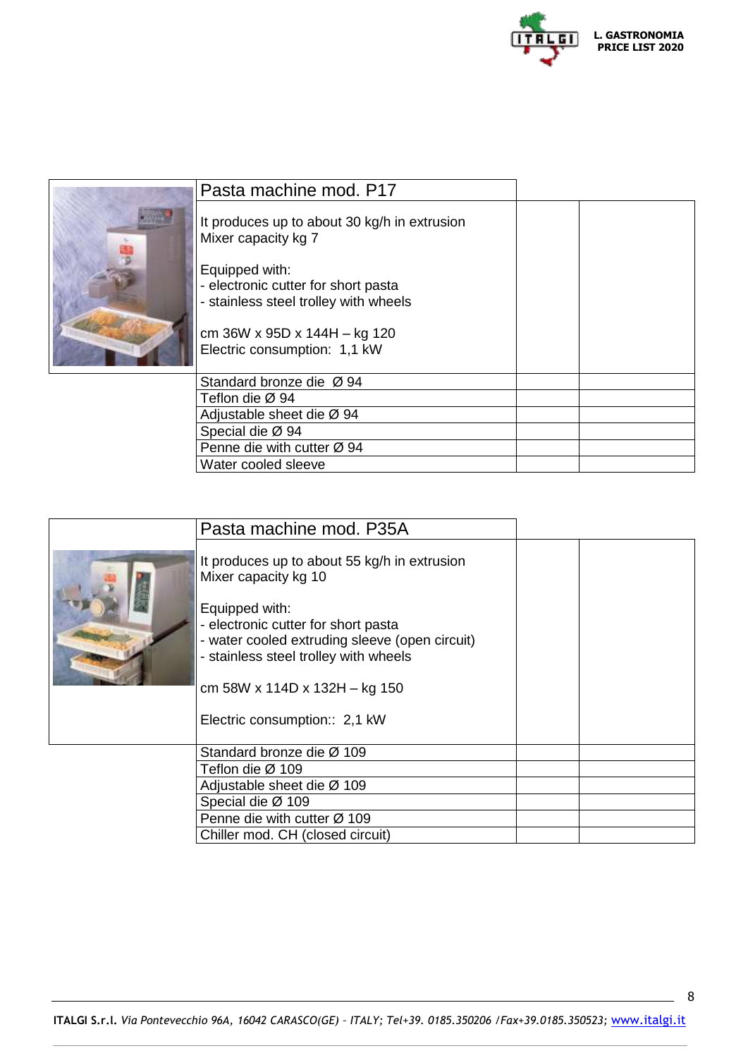| Pasta machine mod. P17 | | |
|---|---|---|
| It produces up to about 30 kg/h in extrusion<br>Mixer capacity kg 7<br><br>Equipped with:<br>- electronic cutter for short pasta<br>- stainless steel trolley with wheels<br><br>cm 36W x 95D x 144H – kg 120<br>Electric consumption: 1,1 kW | | |
| Standard bronze die Ø 94 | | |
| Teflon die Ø 94 | | |
| Adjustable sheet die Ø 94 | | |
| Special die Ø 94 | | |
| Penne die with cutter Ø 94 | | |
| Water cooled sleeve | | |

| Pasta machine mod. P35A | | |
|---|---|---|
| It produces up to about 55 kg/h in extrusion<br>Mixer capacity kg 10<br><br>Equipped with:<br>- electronic cutter for short pasta<br>- water cooled extruding sleeve (open circuit)<br>- stainless steel trolley with wheels<br><br>cm 58W x 114D x 132H – kg 150<br><br>Electric consumption:: 2,1 kW | | |
| Standard bronze die Ø 109 | | |
| Teflon die Ø 109 | | |
| Adjustable sheet die Ø 109 | | |
| Special die Ø 109 | | |
| Penne die with cutter Ø 109 | | |
| Chiller mod. CH (closed circuit) | | |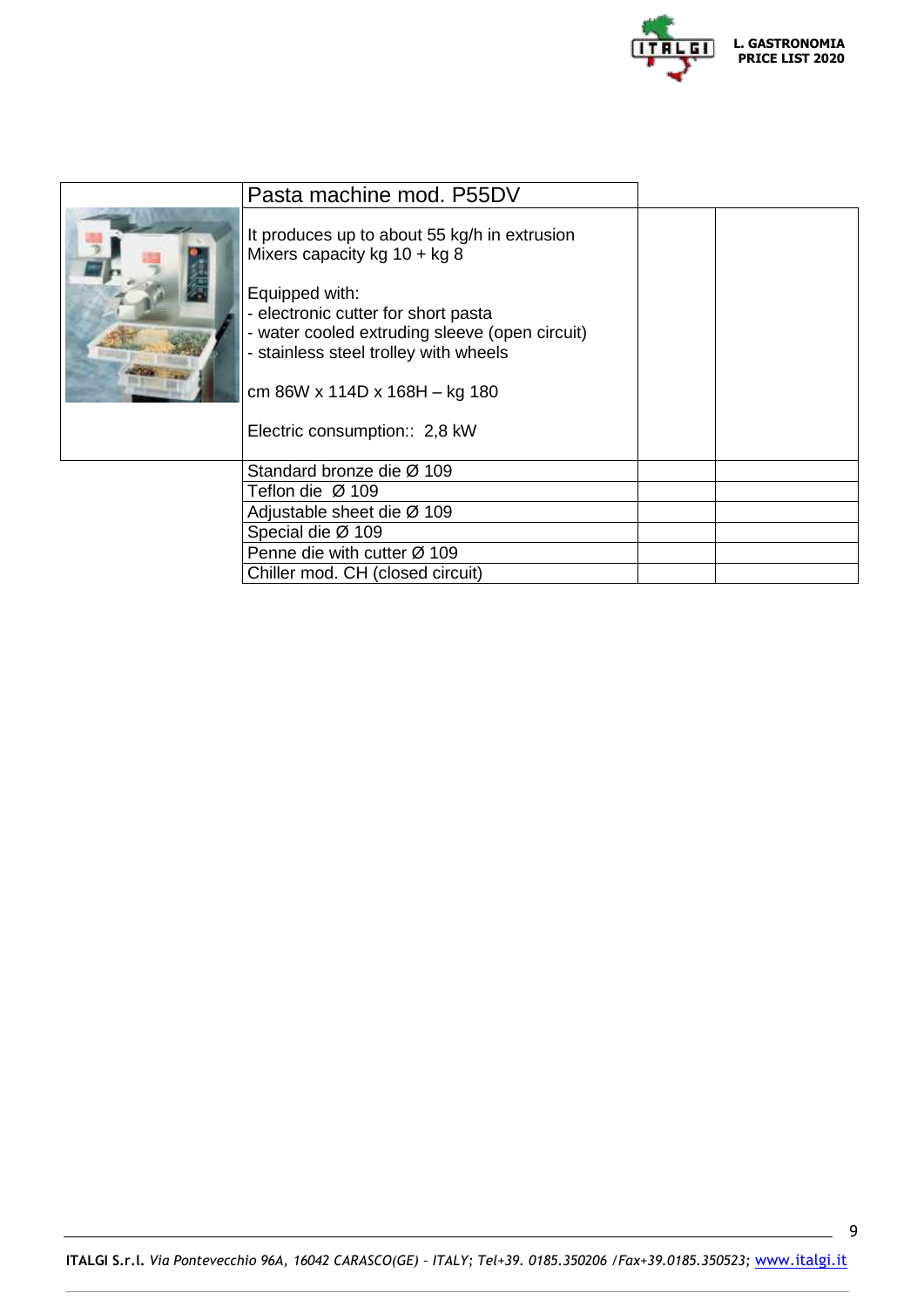| Pasta machine mod. P55DV | | |
|---|---|---|
| It produces up to about 55 kg/h in extrusion<br>Mixers capacity kg 10 + kg 8<br><br>Equipped with:<br>- electronic cutter for short pasta<br>- water cooled extruding sleeve (open circuit)<br>- stainless steel trolley with wheels<br><br>cm 86W x 114D x 168H – kg 180<br><br>Electric consumption:: 2,8 kW | | |
| Standard bronze die Ø 109 | | |
| Teflon die Ø 109 | | |
| Adjustable sheet die Ø 109 | | |
| Special die Ø 109 | | |
| Penne die with cutter Ø 109 | | |
| Chiller mod. CH (closed circuit) | | |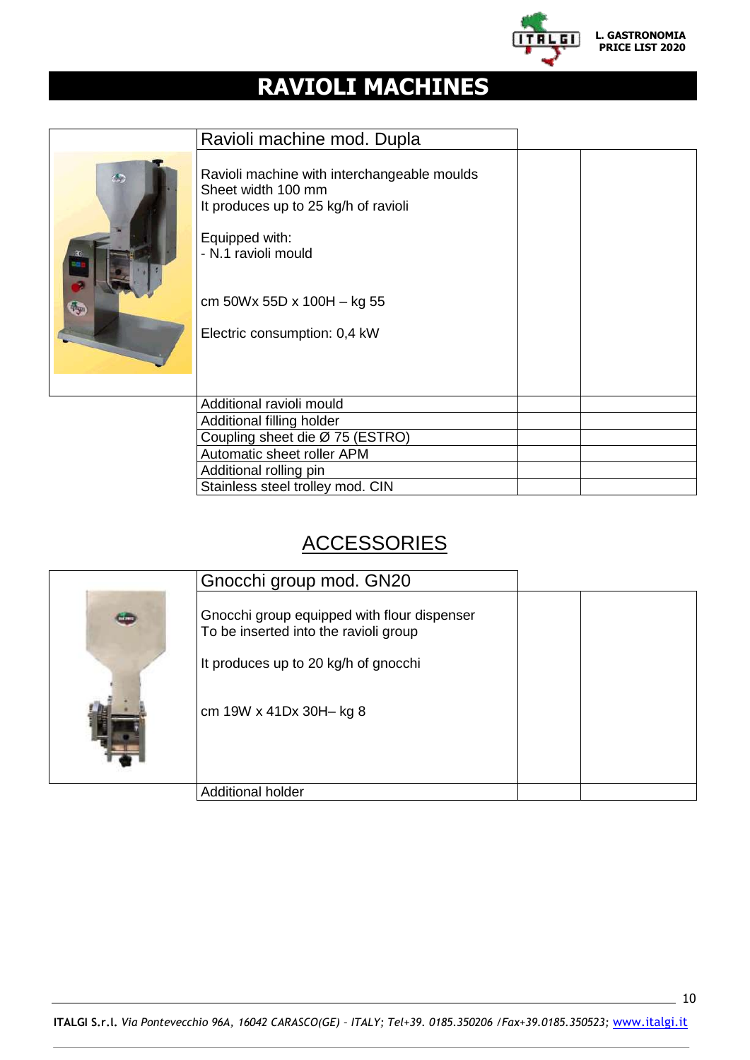# RAVIOLI MACHINES

| Ravioli machine mod. Dupla | | |
|---|---|---|
| Ravioli machine with interchangeable moulds<br>Sheet width 100 mm<br>It produces up to 25 kg/h of ravioli<br><br>Equipped with:<br>- N.1 ravioli mould<br><br>cm 50Wx 55D x 100H – kg 55<br><br>Electric consumption: 0,4 kW | | |
| Additional ravioli mould | | |
| Additional filling holder | | |
| Coupling sheet die Ø 75 (ESTRO) | | |
| Automatic sheet roller APM | | |
| Additional rolling pin | | |
| Stainless steel trolley mod. CIN | | |

## ACCESSORIES

| Gnocchi group mod. GN20 | | |
|---|---|---|
| Gnocchi group equipped with flour dispenser<br>To be inserted into the ravioli group<br><br>It produces up to 20 kg/h of gnocchi<br><br>cm 19W x 41Dx 30H– kg 8 | | |
| Additional holder | | |

**ITALGI S.r.l.** *Via Pontevecchio 96A, 16042 CARASCO(GE) – ITALY; Tel+39. 0185.350206 /Fax+39.0185.350523;* www.italgi.it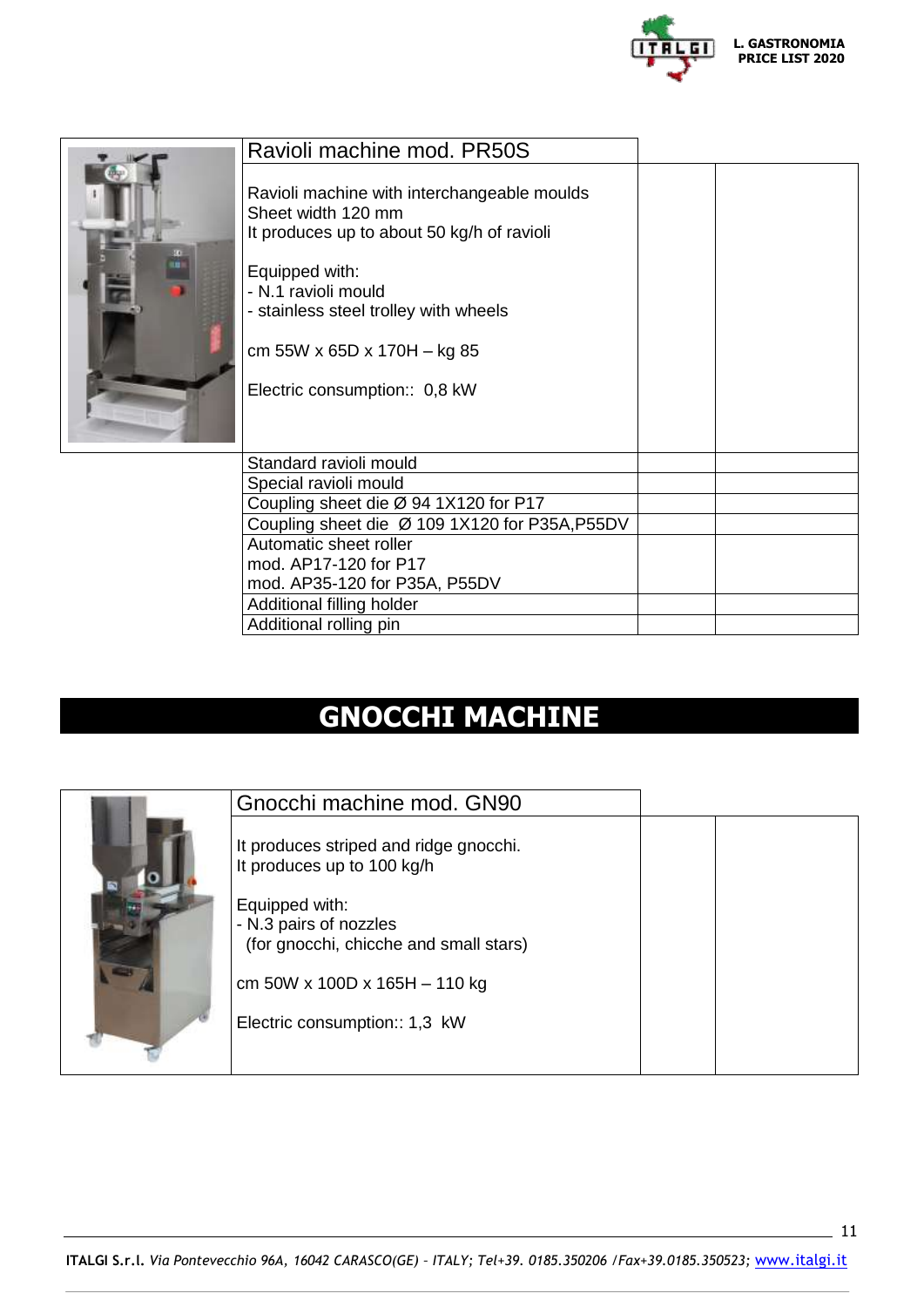| Ravioli machine mod. PR50S | | |
|---|---|---|
| Ravioli machine with interchangeable moulds<br>Sheet width 120 mm<br>It produces up to about 50 kg/h of ravioli<br><br>Equipped with:<br>- N.1 ravioli mould<br>- stainless steel trolley with wheels<br><br>cm 55W x 65D x 170H – kg 85<br><br>Electric consumption:: 0,8 kW | | |
| Standard ravioli mould | | |
| Special ravioli mould | | |
| Coupling sheet die Ø 94 1X120 for P17 | | |
| Coupling sheet die Ø 109 1X120 for P35A,P55DV | | |
| Automatic sheet roller<br>mod. AP17-120 for P17<br>mod. AP35-120 for P35A, P55DV | | |
| Additional filling holder | | |
| Additional rolling pin | | |

# GNOCCHI MACHINE

| Gnocchi machine mod. GN90 | | |
|---|---|---|
| It produces striped and ridge gnocchi.<br>It produces up to 100 kg/h<br><br>Equipped with:<br>- N.3 pairs of nozzles<br>(for gnocchi, chicche and small stars)<br><br>cm 50W x 100D x 165H – 110 kg<br><br>Electric consumption:: 1,3 kW | | |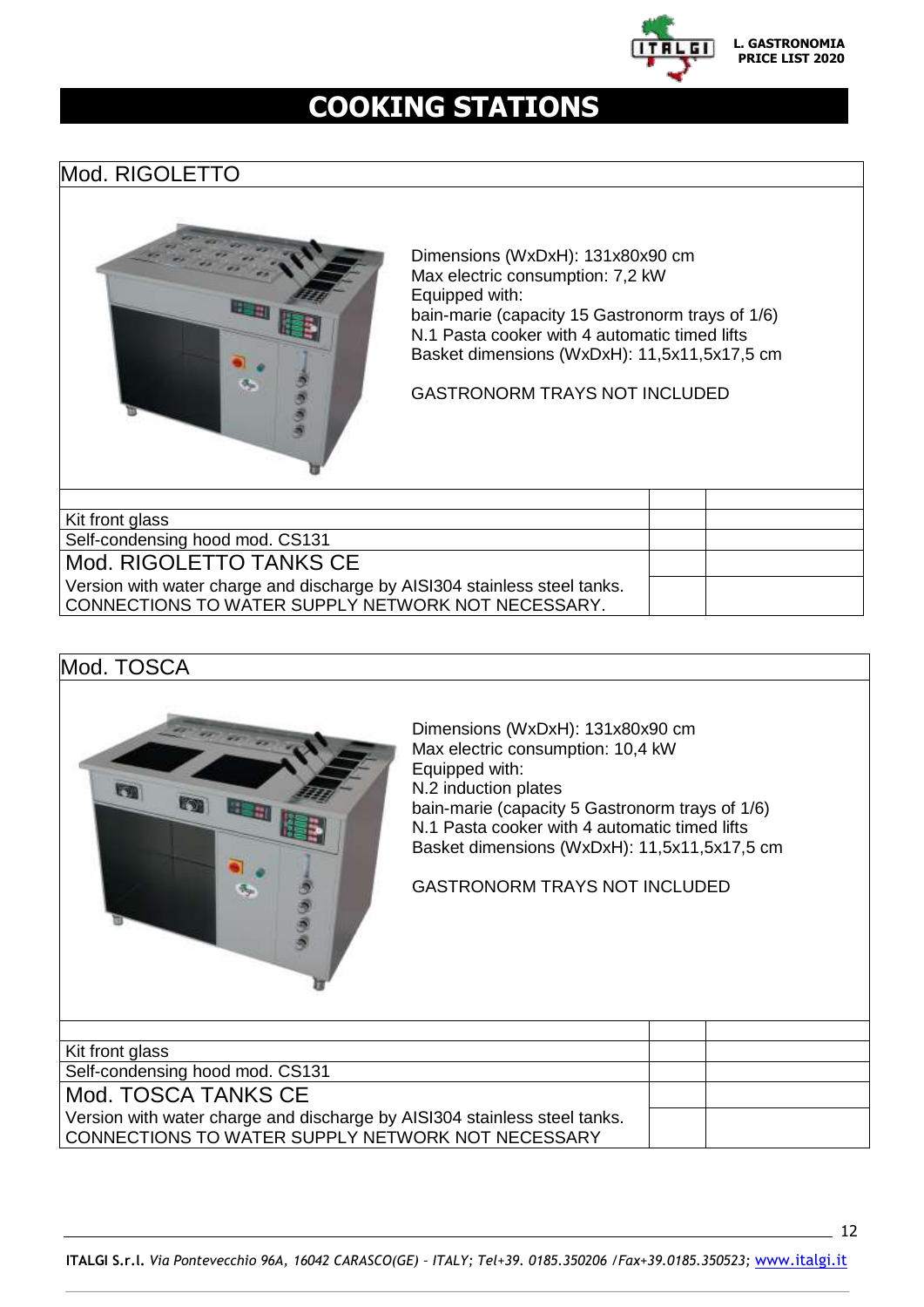# COOKING STATIONS

## Mod. RIGOLETTO

Dimensions (WxDxH): 131x80x90 cm
Max electric consumption: 7,2 kW
Equipped with:
bain-marie (capacity 15 Gastronorm trays of 1/6)
N.1 Pasta cooker with 4 automatic timed lifts
Basket dimensions (WxDxH): 11,5x11,5x17,5 cm

GASTRONORM TRAYS NOT INCLUDED

| | | |
|---|---|---|
| Kit front glass | | |
| Self-condensing hood mod. CS131 | | |
| Mod. RIGOLETTO TANKS CE | | |
| Version with water charge and discharge by AISI304 stainless steel tanks. CONNECTIONS TO WATER SUPPLY NETWORK NOT NECESSARY. | | |

## Mod. TOSCA

Dimensions (WxDxH): 131x80x90 cm
Max electric consumption: 10,4 kW
Equipped with:
N.2 induction plates
bain-marie (capacity 5 Gastronorm trays of 1/6)
N.1 Pasta cooker with 4 automatic timed lifts
Basket dimensions (WxDxH): 11,5x11,5x17,5 cm

GASTRONORM TRAYS NOT INCLUDED

| | | |
|---|---|---|
| Kit front glass | | |
| Self-condensing hood mod. CS131 | | |
| Mod. TOSCA TANKS CE | | |
| Version with water charge and discharge by AISI304 stainless steel tanks. CONNECTIONS TO WATER SUPPLY NETWORK NOT NECESSARY | | |

**ITALGI S.r.l.** *Via Pontevecchio 96A, 16042 CARASCO(GE) – ITALY; Tel+39. 0185.350206 /Fax+39.0185.350523;* www.italgi.it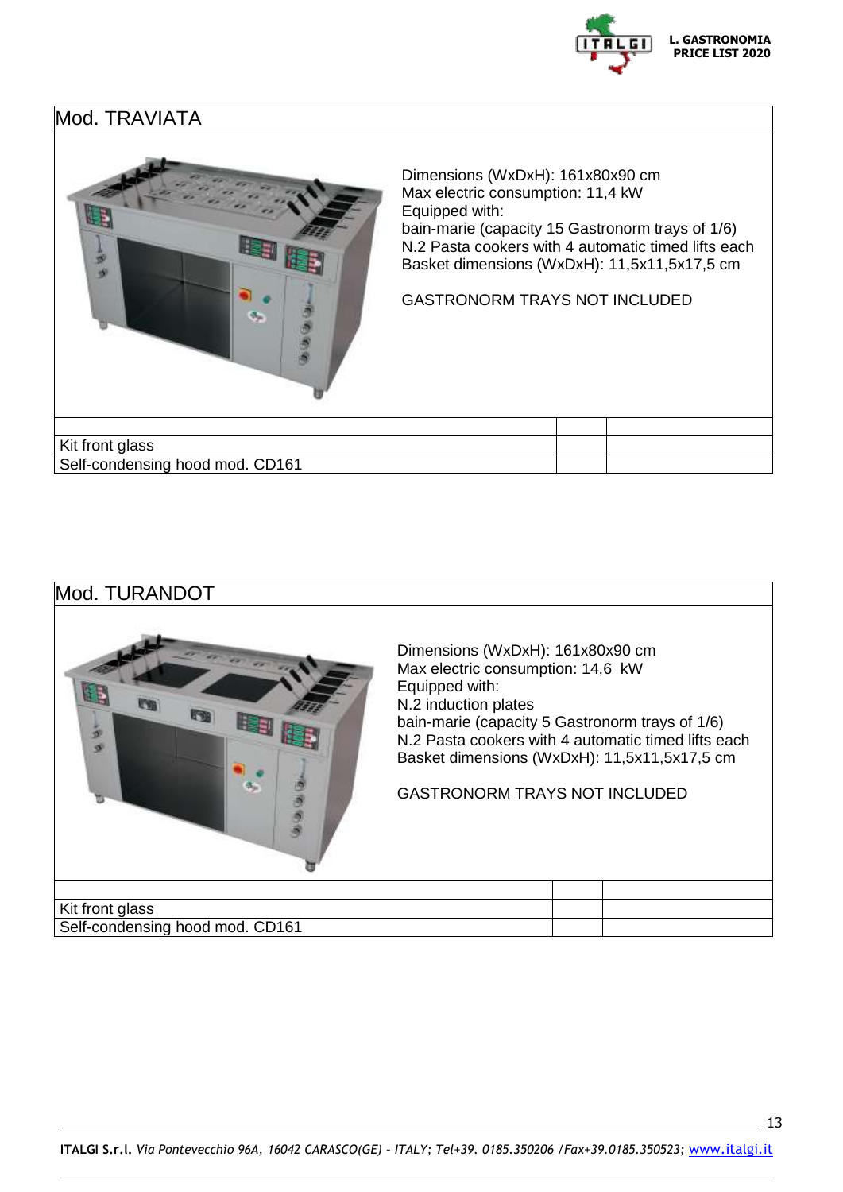## Mod. TRAVIATA

Dimensions (WxDxH): 161x80x90 cm
Max electric consumption: 11,4 kW
Equipped with:
bain-marie (capacity 15 Gastronorm trays of 1/6)
N.2 Pasta cookers with 4 automatic timed lifts each
Basket dimensions (WxDxH): 11,5x11,5x17,5 cm

GASTRONORM TRAYS NOT INCLUDED

| | | |
|---|---|---|
| Kit front glass | | |
| Self-condensing hood mod. CD161 | | |

## Mod. TURANDOT

Dimensions (WxDxH): 161x80x90 cm
Max electric consumption: 14,6 kW
Equipped with:
N.2 induction plates
bain-marie (capacity 5 Gastronorm trays of 1/6)
N.2 Pasta cookers with 4 automatic timed lifts each
Basket dimensions (WxDxH): 11,5x11,5x17,5 cm

GASTRONORM TRAYS NOT INCLUDED

| | | |
|---|---|---|
| Kit front glass | | |
| Self-condensing hood mod. CD161 | | |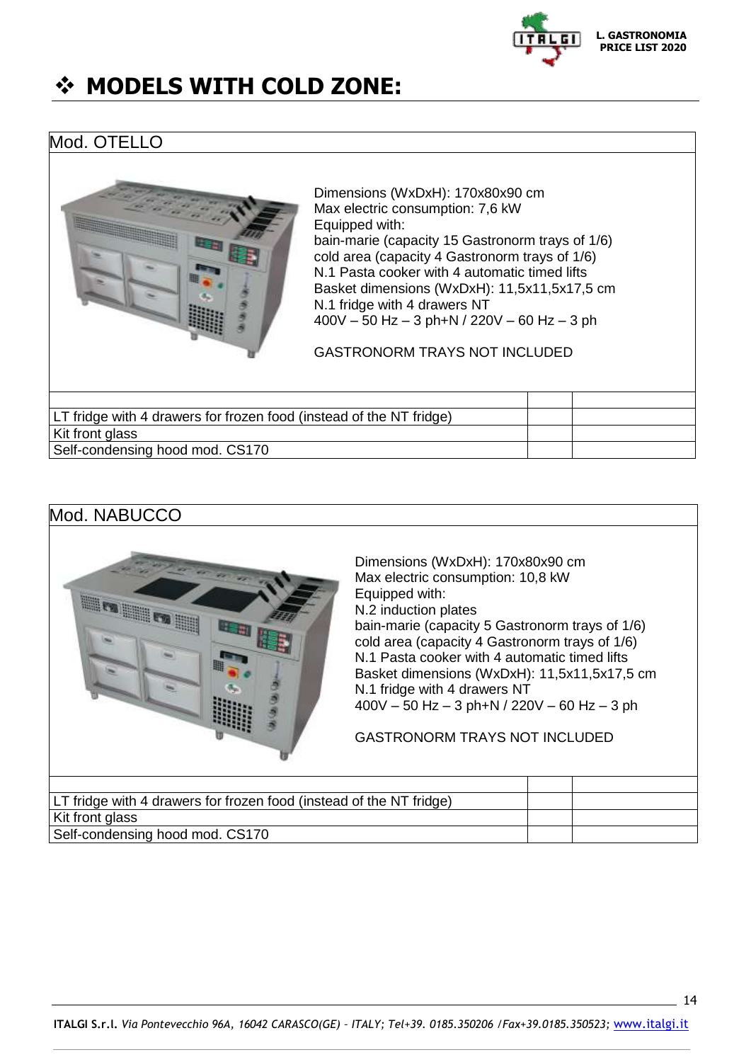# ❖ MODELS WITH COLD ZONE:

## Mod. OTELLO

Dimensions (WxDxH): 170x80x90 cm
Max electric consumption: 7,6 kW
Equipped with:
bain-marie (capacity 15 Gastronorm trays of 1/6)
cold area (capacity 4 Gastronorm trays of 1/6)
N.1 Pasta cooker with 4 automatic timed lifts
Basket dimensions (WxDxH): 11,5x11,5x17,5 cm
N.1 fridge with 4 drawers NT
400V – 50 Hz – 3 ph+N / 220V – 60 Hz – 3 ph

GASTRONORM TRAYS NOT INCLUDED

| | | |
|---|---|---|
| LT fridge with 4 drawers for frozen food (instead of the NT fridge) | | |
| Kit front glass | | |
| Self-condensing hood mod. CS170 | | |

## Mod. NABUCCO

Dimensions (WxDxH): 170x80x90 cm
Max electric consumption: 10,8 kW
Equipped with:
N.2 induction plates
bain-marie (capacity 5 Gastronorm trays of 1/6)
cold area (capacity 4 Gastronorm trays of 1/6)
N.1 Pasta cooker with 4 automatic timed lifts
Basket dimensions (WxDxH): 11,5x11,5x17,5 cm
N.1 fridge with 4 drawers NT
400V – 50 Hz – 3 ph+N / 220V – 60 Hz – 3 ph

GASTRONORM TRAYS NOT INCLUDED

| | | |
|---|---|---|
| LT fridge with 4 drawers for frozen food (instead of the NT fridge) | | |
| Kit front glass | | |
| Self-condensing hood mod. CS170 | | |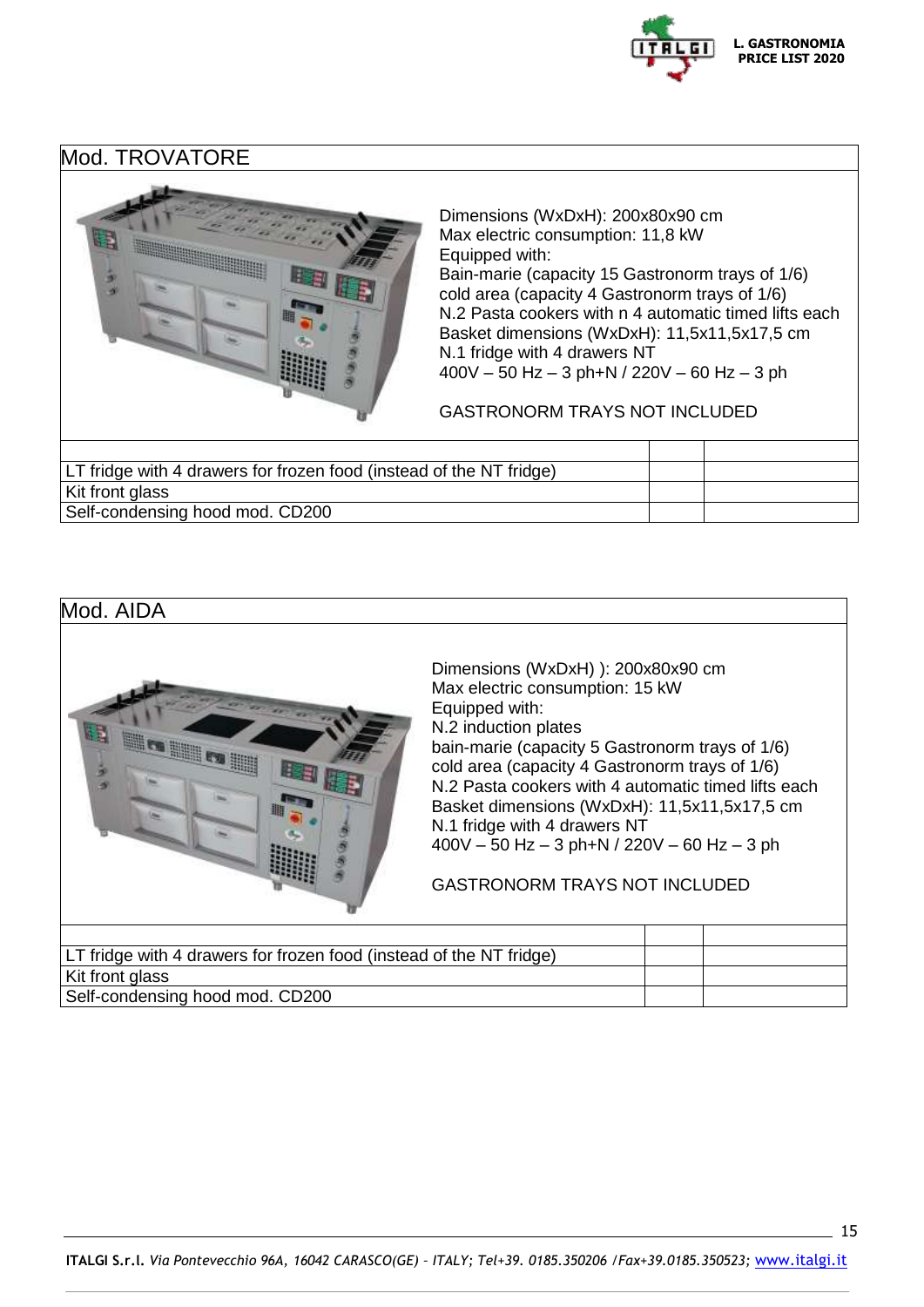## Mod. TROVATORE

Dimensions (WxDxH): 200x80x90 cm
Max electric consumption: 11,8 kW
Equipped with:
Bain-marie (capacity 15 Gastronorm trays of 1/6)
cold area (capacity 4 Gastronorm trays of 1/6)
N.2 Pasta cookers with n 4 automatic timed lifts each
Basket dimensions (WxDxH): 11,5x11,5x17,5 cm
N.1 fridge with 4 drawers NT
400V – 50 Hz – 3 ph+N / 220V – 60 Hz – 3 ph

GASTRONORM TRAYS NOT INCLUDED

| | | |
|---|---|---|
| LT fridge with 4 drawers for frozen food (instead of the NT fridge) | | |
| Kit front glass | | |
| Self-condensing hood mod. CD200 | | |

## Mod. AIDA

Dimensions (WxDxH) ): 200x80x90 cm
Max electric consumption: 15 kW
Equipped with:
N.2 induction plates
bain-marie (capacity 5 Gastronorm trays of 1/6)
cold area (capacity 4 Gastronorm trays of 1/6)
N.2 Pasta cookers with 4 automatic timed lifts each
Basket dimensions (WxDxH): 11,5x11,5x17,5 cm
N.1 fridge with 4 drawers NT
400V – 50 Hz – 3 ph+N / 220V – 60 Hz – 3 ph

GASTRONORM TRAYS NOT INCLUDED

| | | |
|---|---|---|
| LT fridge with 4 drawers for frozen food (instead of the NT fridge) | | |
| Kit front glass | | |
| Self-condensing hood mod. CD200 | | |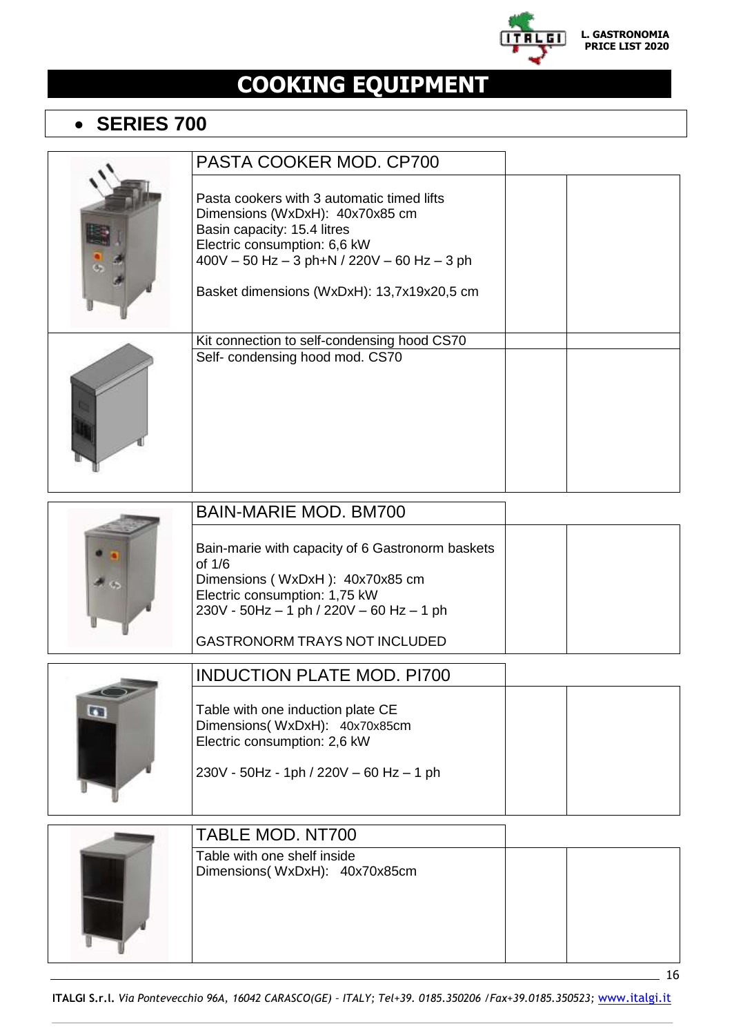# COOKING EQUIPMENT

## • SERIES 700

| | PASTA COOKER MOD. CP700 | | |
|---|---|---|---|
| | Pasta cookers with 3 automatic timed lifts<br>Dimensions (WxDxH): 40x70x85 cm<br>Basin capacity: 15.4 litres<br>Electric consumption: 6,6 kW<br>400V – 50 Hz – 3 ph+N / 220V – 60 Hz – 3 ph<br><br>Basket dimensions (WxDxH): 13,7x19x20,5 cm | | |
| | Kit connection to self-condensing hood CS70 | | |
| | Self- condensing hood mod. CS70 | | |

| | BAIN-MARIE MOD. BM700 | | |
|---|---|---|---|
| | Bain-marie with capacity of 6 Gastronorm baskets of 1/6<br>Dimensions ( WxDxH ): 40x70x85 cm<br>Electric consumption: 1,75 kW<br>230V - 50Hz – 1 ph / 220V – 60 Hz – 1 ph<br><br>GASTRONORM TRAYS NOT INCLUDED | | |

| | INDUCTION PLATE MOD. PI700 | | |
|---|---|---|---|
| | Table with one induction plate CE<br>Dimensions( WxDxH): 40x70x85cm<br>Electric consumption: 2,6 kW<br><br>230V - 50Hz - 1ph / 220V – 60 Hz – 1 ph | | |

| | TABLE MOD. NT700 | | |
|---|---|---|---|
| | Table with one shelf inside<br>Dimensions( WxDxH): 40x70x85cm | | |

**ITALGI S.r.l.** *Via Pontevecchio 96A, 16042 CARASCO(GE) – ITALY; Tel+39. 0185.350206 /Fax+39.0185.350523;* www.italgi.it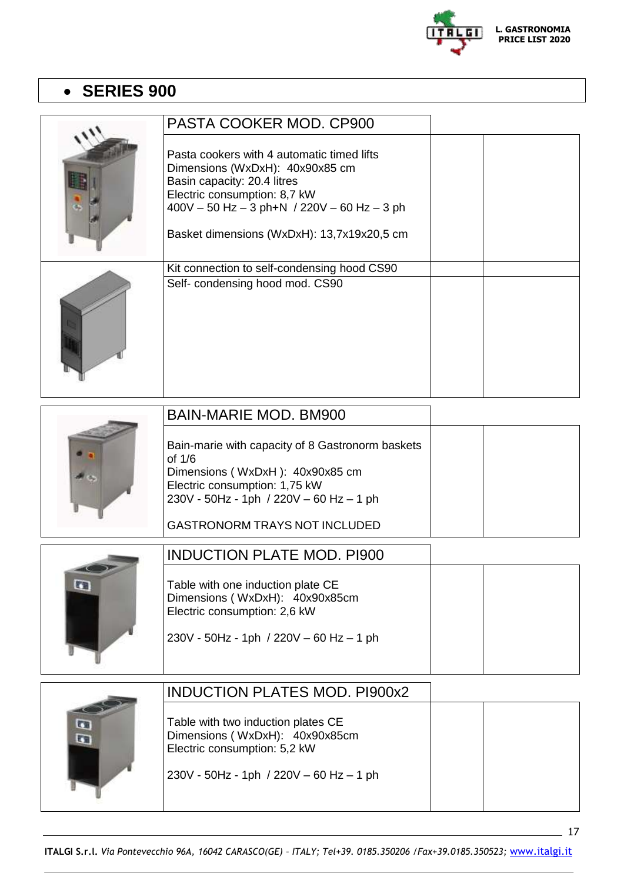- **SERIES 900**

| | PASTA COOKER MOD. CP900 | | |
|---|---|---|---|
| | Pasta cookers with 4 automatic timed lifts<br>Dimensions (WxDxH): 40x90x85 cm<br>Basin capacity: 20.4 litres<br>Electric consumption: 8,7 kW<br>400V – 50 Hz – 3 ph+N / 220V – 60 Hz – 3 ph<br><br>Basket dimensions (WxDxH): 13,7x19x20,5 cm | | |
| | Kit connection to self-condensing hood CS90 | | |
| | Self- condensing hood mod. CS90 | | |

| | BAIN-MARIE MOD. BM900 | | |
|---|---|---|---|
| | Bain-marie with capacity of 8 Gastronorm baskets of 1/6<br>Dimensions ( WxDxH ): 40x90x85 cm<br>Electric consumption: 1,75 kW<br>230V - 50Hz - 1ph / 220V – 60 Hz – 1 ph<br><br>GASTRONORM TRAYS NOT INCLUDED | | |

| | INDUCTION PLATE MOD. PI900 | | |
|---|---|---|---|
| | Table with one induction plate CE<br>Dimensions ( WxDxH): 40x90x85cm<br>Electric consumption: 2,6 kW<br><br>230V - 50Hz - 1ph / 220V – 60 Hz – 1 ph | | |

| | INDUCTION PLATES MOD. PI900x2 | | |
|---|---|---|---|
| | Table with two induction plates CE<br>Dimensions ( WxDxH): 40x90x85cm<br>Electric consumption: 5,2 kW<br><br>230V - 50Hz - 1ph / 220V – 60 Hz – 1 ph | | |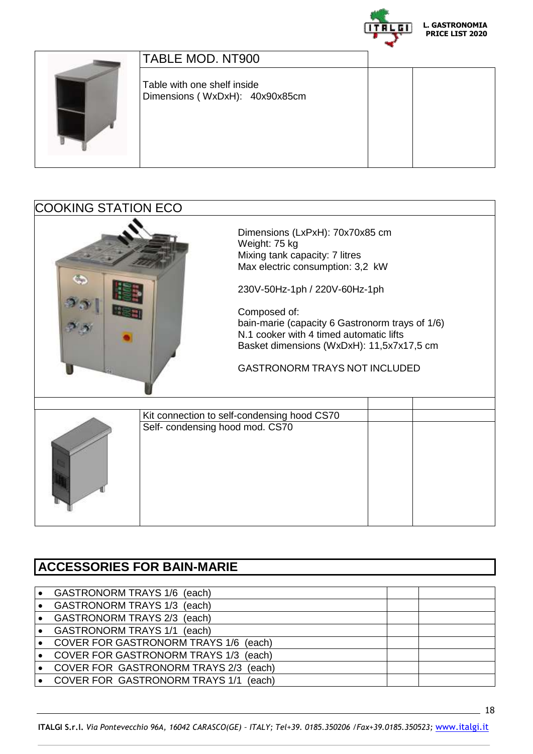| | | | |
|---|---|---|---|
| | **TABLE MOD. NT900** | | |
| | Table with one shelf inside<br>Dimensions ( WxDxH): 40x90x85cm | | |

## COOKING STATION ECO

Dimensions (LxPxH): 70x70x85 cm
Weight: 75 kg
Mixing tank capacity: 7 litres
Max electric consumption: 3,2 kW

230V-50Hz-1ph / 220V-60Hz-1ph

Composed of:
bain-marie (capacity 6 Gastronorm trays of 1/6)
N.1 cooker with 4 timed automatic lifts
Basket dimensions (WxDxH): 11,5x7x17,5 cm

GASTRONORM TRAYS NOT INCLUDED

| | | | |
|---|---|---|---|
| | Kit connection to self-condensing hood CS70 | | |
| | Self- condensing hood mod. CS70 | | |

## ACCESSORIES FOR BAIN-MARIE

| | | |
|---|---|---|
| • GASTRONORM TRAYS 1/6 (each) | | |
| • GASTRONORM TRAYS 1/3 (each) | | |
| • GASTRONORM TRAYS 2/3 (each) | | |
| • GASTRONORM TRAYS 1/1 (each) | | |
| • COVER FOR GASTRONORM TRAYS 1/6 (each) | | |
| • COVER FOR GASTRONORM TRAYS 1/3 (each) | | |
| • COVER FOR GASTRONORM TRAYS 2/3 (each) | | |
| • COVER FOR GASTRONORM TRAYS 1/1 (each) | | |